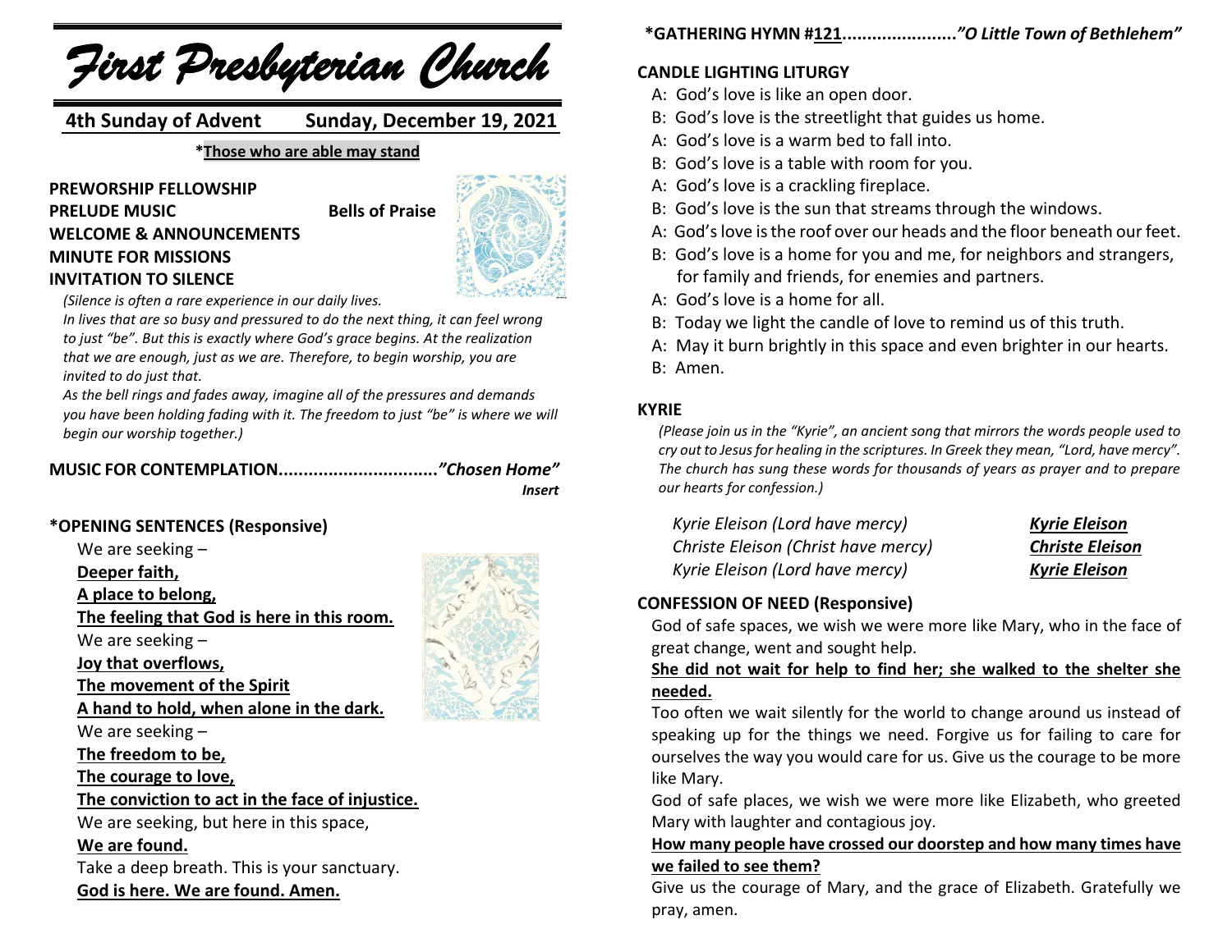# First Presbyterian Church

**4th Sunday of Advent — Sunday, December 19, 2021**

***Those who are able may stand**

**PREWORSHIP FELLOWSHIP**

**PRELUDE MUSIC** — **Bells of Praise**

**WELCOME & ANNOUNCEMENTS**

**MINUTE FOR MISSIONS**

**INVITATION TO SILENCE**

*(Silence is often a rare experience in our daily lives. In lives that are so busy and pressured to do the next thing, it can feel wrong to just "be". But this is exactly where God's grace begins. At the realization that we are enough, just as we are. Therefore, to begin worship, you are invited to do just that.*

*As the bell rings and fades away, imagine all of the pressures and demands you have been holding fading with it. The freedom to just "be" is where we will begin our worship together.)*

**MUSIC FOR CONTEMPLATION...............................*"Chosen Home"***
***Insert***

**\*OPENING SENTENCES (Responsive)**

We are seeking –
**Deeper faith,**
**A place to belong,**
**The feeling that God is here in this room.**
We are seeking –
**Joy that overflows,**
**The movement of the Spirit**
**A hand to hold, when alone in the dark.**
We are seeking –
**The freedom to be,**
**The courage to love,**
**The conviction to act in the face of injustice.**
We are seeking, but here in this space,
**We are found.**
Take a deep breath. This is your sanctuary.
**God is here. We are found. Amen.**

**\*GATHERING HYMN #121.......................*"O Little Town of Bethlehem"***

**CANDLE LIGHTING LITURGY**

A: God's love is like an open door.
B: God's love is the streetlight that guides us home.
A: God's love is a warm bed to fall into.
B: God's love is a table with room for you.
A: God's love is a crackling fireplace.
B: God's love is the sun that streams through the windows.
A: God's love is the roof over our heads and the floor beneath our feet.
B: God's love is a home for you and me, for neighbors and strangers, for family and friends, for enemies and partners.
A: God's love is a home for all.
B: Today we light the candle of love to remind us of this truth.
A: May it burn brightly in this space and even brighter in our hearts.
B: Amen.

**KYRIE**

*(Please join us in the "Kyrie", an ancient song that mirrors the words people used to cry out to Jesus for healing in the scriptures. In Greek they mean, "Lord, have mercy". The church has sung these words for thousands of years as prayer and to prepare our hearts for confession.)*

*Kyrie Eleison (Lord have mercy)* — ***Kyrie Eleison***
*Christe Eleison (Christ have mercy)* — ***Christe Eleison***
*Kyrie Eleison (Lord have mercy)* — ***Kyrie Eleison***

**CONFESSION OF NEED (Responsive)**

God of safe spaces, we wish we were more like Mary, who in the face of great change, went and sought help.

**She did not wait for help to find her; she walked to the shelter she needed.**

Too often we wait silently for the world to change around us instead of speaking up for the things we need. Forgive us for failing to care for ourselves the way you would care for us. Give us the courage to be more like Mary.

God of safe places, we wish we were more like Elizabeth, who greeted Mary with laughter and contagious joy.

**How many people have crossed our doorstep and how many times have we failed to see them?**

Give us the courage of Mary, and the grace of Elizabeth. Gratefully we pray, amen.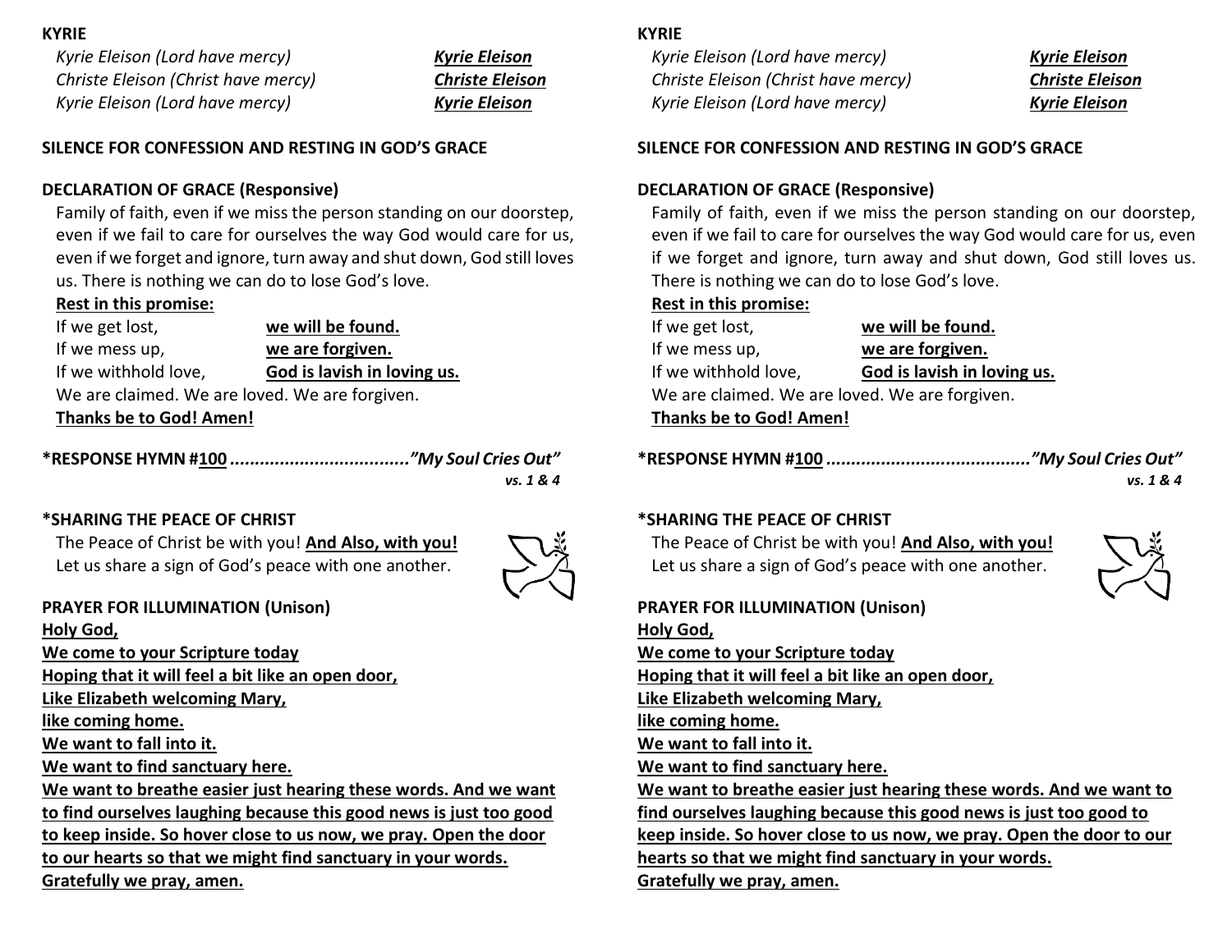**KYRIE**

*Kyrie Eleison (Lord have mercy)* ***Kyrie Eleison***
*Christe Eleison (Christ have mercy)* ***Christe Eleison***
*Kyrie Eleison (Lord have mercy)* ***Kyrie Eleison***

**SILENCE FOR CONFESSION AND RESTING IN GOD'S GRACE**

**DECLARATION OF GRACE (Responsive)**

Family of faith, even if we miss the person standing on our doorstep, even if we fail to care for ourselves the way God would care for us, even if we forget and ignore, turn away and shut down, God still loves us. There is nothing we can do to lose God's love.

**Rest in this promise:**

If we get lost, **we will be found.**
If we mess up, **we are forgiven.**
If we withhold love, **God is lavish in loving us.**
We are claimed. We are loved. We are forgiven.
**Thanks be to God! Amen!**

**\*RESPONSE HYMN #100** ................................... ***"My Soul Cries Out"***
***vs. 1 & 4***

**\*SHARING THE PEACE OF CHRIST**

The Peace of Christ be with you! **And Also, with you!**
Let us share a sign of God's peace with one another.

**PRAYER FOR ILLUMINATION (Unison)**

**Holy God,**
**We come to your Scripture today**
**Hoping that it will feel a bit like an open door,**
**Like Elizabeth welcoming Mary,**
**like coming home.**
**We want to fall into it.**
**We want to find sanctuary here.**
**We want to breathe easier just hearing these words. And we want to find ourselves laughing because this good news is just too good to keep inside. So hover close to us now, we pray. Open the door to our hearts so that we might find sanctuary in your words.**
**Gratefully we pray, amen.**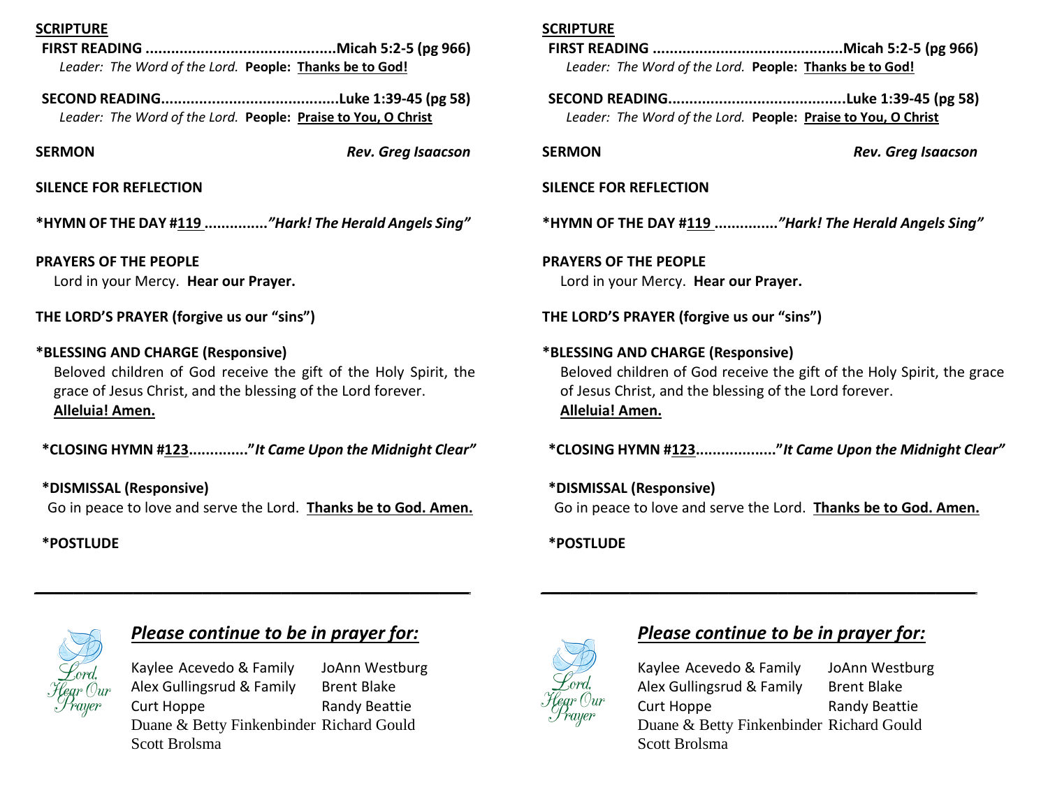**SCRIPTURE**

**FIRST READING ............................................Micah 5:2-5 (pg 966)**
*Leader: The Word of the Lord.* **People: Thanks be to God!**

**SECOND READING.........................................Luke 1:39-45 (pg 58)**
*Leader: The Word of the Lord.* **People: Praise to You, O Christ**

**SERMON** ***Rev. Greg Isaacson***

**SILENCE FOR REFLECTION**

**\*HYMN OF THE DAY #119 ..............*"Hark! The Herald Angels Sing"***

**PRAYERS OF THE PEOPLE**
Lord in your Mercy. **Hear our Prayer.**

**THE LORD'S PRAYER (forgive us our "sins")**

**\*BLESSING AND CHARGE (Responsive)**
Beloved children of God receive the gift of the Holy Spirit, the grace of Jesus Christ, and the blessing of the Lord forever.
**Alleluia! Amen.**

**\*CLOSING HYMN #123.............*"It Came Upon the Midnight Clear"***

**\*DISMISSAL (Responsive)**
Go in peace to love and serve the Lord. **Thanks be to God. Amen.**

**\*POSTLUDE**

---

Lord, Hear Our Prayer

## *Please continue to be in prayer for:*

| | |
|---|---|
| Kaylee Acevedo & Family | JoAnn Westburg |
| Alex Gullingsrud & Family | Brent Blake |
| Curt Hoppe | Randy Beattie |
| Duane & Betty Finkenbinder | Richard Gould |
| Scott Brolsma | |

---

**SCRIPTURE**

**FIRST READING ............................................Micah 5:2-5 (pg 966)**
*Leader: The Word of the Lord.* **People: Thanks be to God!**

**SECOND READING.........................................Luke 1:39-45 (pg 58)**
*Leader: The Word of the Lord.* **People: Praise to You, O Christ**

**SERMON** ***Rev. Greg Isaacson***

**SILENCE FOR REFLECTION**

**\*HYMN OF THE DAY #119 ..............*"Hark! The Herald Angels Sing"***

**PRAYERS OF THE PEOPLE**
Lord in your Mercy. **Hear our Prayer.**

**THE LORD'S PRAYER (forgive us our "sins")**

**\*BLESSING AND CHARGE (Responsive)**
Beloved children of God receive the gift of the Holy Spirit, the grace of Jesus Christ, and the blessing of the Lord forever.
**Alleluia! Amen.**

**\*CLOSING HYMN #123.................."*It Came Upon the Midnight Clear"***

**\*DISMISSAL (Responsive)**
Go in peace to love and serve the Lord. **Thanks be to God. Amen.**

**\*POSTLUDE**

---

Lord, Hear Our Prayer

## *Please continue to be in prayer for:*

| | |
|---|---|
| Kaylee Acevedo & Family | JoAnn Westburg |
| Alex Gullingsrud & Family | Brent Blake |
| Curt Hoppe | Randy Beattie |
| Duane & Betty Finkenbinder | Richard Gould |
| Scott Brolsma | |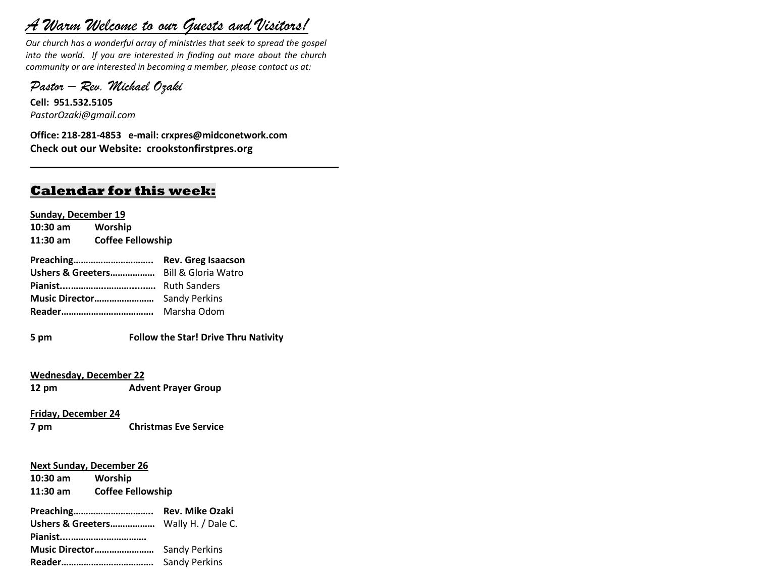# *A Warm Welcome to our Guests and Visitors!*

*Our church has a wonderful array of ministries that seek to spread the gospel into the world. If you are interested in finding out more about the church community or are interested in becoming a member, please contact us at:*

## *Pastor – Rev. Michael Ozaki*

**Cell: 951.532.5105**
*PastorOzaki@gmail.com*

**Office: 218-281-4853 e-mail: crxpres@midconetwork.com**
**Check out our Website: crookstonfirstpres.org**

---

## Calendar for this week:

**Sunday, December 19**

**10:30 am** **Worship**
**11:30 am** **Coffee Fellowship**

**Preaching…………………………..** **Rev. Greg Isaacson**
**Ushers & Greeters………………** Bill & Gloria Watro
**Pianist...................................** Ruth Sanders
**Music Director……………………** Sandy Perkins
**Reader………………………………..** Marsha Odom

**5 pm** **Follow the Star! Drive Thru Nativity**

**Wednesday, December 22**

**12 pm** **Advent Prayer Group**

**Friday, December 24**

**7 pm** **Christmas Eve Service**

**Next Sunday, December 26**

**10:30 am** **Worship**
**11:30 am** **Coffee Fellowship**

**Preaching…………………………..** **Rev. Mike Ozaki**
**Ushers & Greeters………………** Wally H. / Dale C.
**Pianist....……………..……………**
**Music Director……………………** Sandy Perkins
**Reader………………………………..** Sandy Perkins